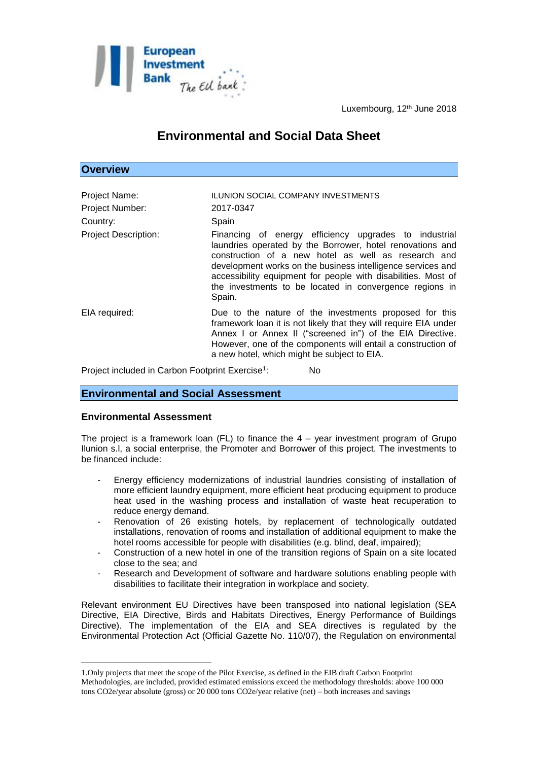Luxembourg, 12th June 2018

# Environmental and Social Data Sheet

## Overview

| | |
|---|---|
| Project Name: | ILUNION SOCIAL COMPANY INVESTMENTS |
| Project Number: | 2017-0347 |
| Country: | Spain |
| Project Description: | Financing of energy efficiency upgrades to industrial laundries operated by the Borrower, hotel renovations and construction of a new hotel as well as research and development works on the business intelligence services and accessibility equipment for people with disabilities. Most of the investments to be located in convergence regions in Spain. |
| EIA required: | Due to the nature of the investments proposed for this framework loan it is not likely that they will require EIA under Annex I or Annex II ("screened in") of the EIA Directive. However, one of the components will entail a construction of a new hotel, which might be subject to EIA. |

Project included in Carbon Footprint Exercise[1]: No

## Environmental and Social Assessment

### Environmental Assessment

The project is a framework loan (FL) to finance the 4 – year investment program of Grupo Ilunion s.l, a social enterprise, the Promoter and Borrower of this project. The investments to be financed include:

- Energy efficiency modernizations of industrial laundries consisting of installation of more efficient laundry equipment, more efficient heat producing equipment to produce heat used in the washing process and installation of waste heat recuperation to reduce energy demand.
- Renovation of 26 existing hotels, by replacement of technologically outdated installations, renovation of rooms and installation of additional equipment to make the hotel rooms accessible for people with disabilities (e.g. blind, deaf, impaired);
- Construction of a new hotel in one of the transition regions of Spain on a site located close to the sea; and
- Research and Development of software and hardware solutions enabling people with disabilities to facilitate their integration in workplace and society.

Relevant environment EU Directives have been transposed into national legislation (SEA Directive, EIA Directive, Birds and Habitats Directives, Energy Performance of Buildings Directive). The implementation of the EIA and SEA directives is regulated by the Environmental Protection Act (Official Gazette No. 110/07), the Regulation on environmental

---

1.Only projects that meet the scope of the Pilot Exercise, as defined in the EIB draft Carbon Footprint Methodologies, are included, provided estimated emissions exceed the methodology thresholds: above 100 000 tons CO2e/year absolute (gross) or 20 000 tons CO2e/year relative (net) – both increases and savings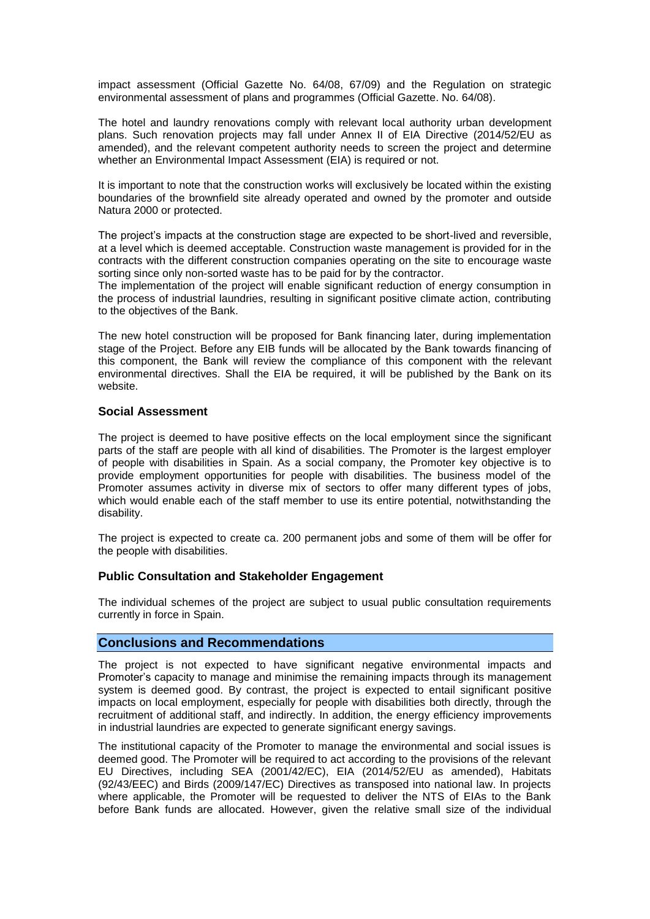impact assessment (Official Gazette No. 64/08, 67/09) and the Regulation on strategic environmental assessment of plans and programmes (Official Gazette. No. 64/08).

The hotel and laundry renovations comply with relevant local authority urban development plans. Such renovation projects may fall under Annex II of EIA Directive (2014/52/EU as amended), and the relevant competent authority needs to screen the project and determine whether an Environmental Impact Assessment (EIA) is required or not.

It is important to note that the construction works will exclusively be located within the existing boundaries of the brownfield site already operated and owned by the promoter and outside Natura 2000 or protected.

The project's impacts at the construction stage are expected to be short-lived and reversible, at a level which is deemed acceptable. Construction waste management is provided for in the contracts with the different construction companies operating on the site to encourage waste sorting since only non-sorted waste has to be paid for by the contractor.
The implementation of the project will enable significant reduction of energy consumption in the process of industrial laundries, resulting in significant positive climate action, contributing to the objectives of the Bank.

The new hotel construction will be proposed for Bank financing later, during implementation stage of the Project. Before any EIB funds will be allocated by the Bank towards financing of this component, the Bank will review the compliance of this component with the relevant environmental directives. Shall the EIA be required, it will be published by the Bank on its website.

### Social Assessment

The project is deemed to have positive effects on the local employment since the significant parts of the staff are people with all kind of disabilities. The Promoter is the largest employer of people with disabilities in Spain. As a social company, the Promoter key objective is to provide employment opportunities for people with disabilities. The business model of the Promoter assumes activity in diverse mix of sectors to offer many different types of jobs, which would enable each of the staff member to use its entire potential, notwithstanding the disability.

The project is expected to create ca. 200 permanent jobs and some of them will be offer for the people with disabilities.

### Public Consultation and Stakeholder Engagement

The individual schemes of the project are subject to usual public consultation requirements currently in force in Spain.

## Conclusions and Recommendations

The project is not expected to have significant negative environmental impacts and Promoter's capacity to manage and minimise the remaining impacts through its management system is deemed good. By contrast, the project is expected to entail significant positive impacts on local employment, especially for people with disabilities both directly, through the recruitment of additional staff, and indirectly. In addition, the energy efficiency improvements in industrial laundries are expected to generate significant energy savings.

The institutional capacity of the Promoter to manage the environmental and social issues is deemed good. The Promoter will be required to act according to the provisions of the relevant EU Directives, including SEA (2001/42/EC), EIA (2014/52/EU as amended), Habitats (92/43/EEC) and Birds (2009/147/EC) Directives as transposed into national law. In projects where applicable, the Promoter will be requested to deliver the NTS of EIAs to the Bank before Bank funds are allocated. However, given the relative small size of the individual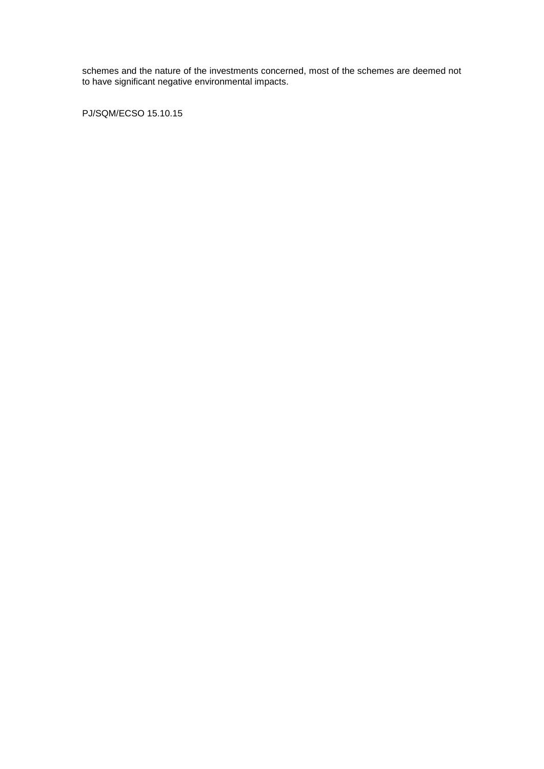schemes and the nature of the investments concerned, most of the schemes are deemed not to have significant negative environmental impacts.

PJ/SQM/ECSO 15.10.15